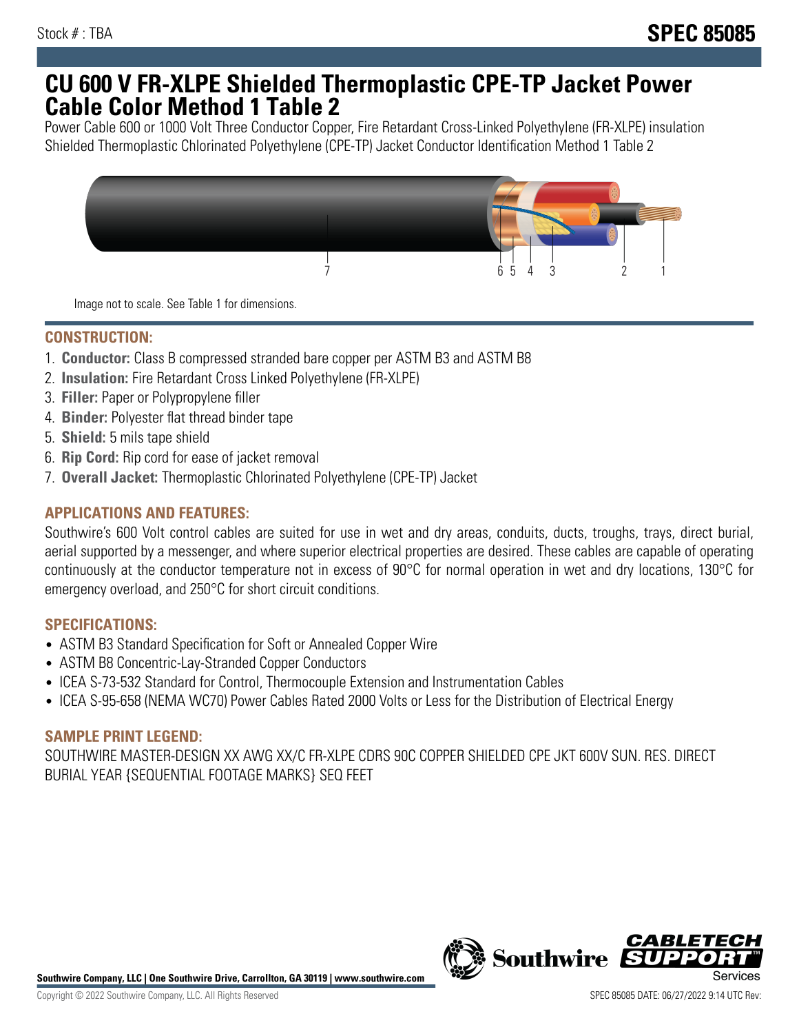Stock # : TBA

# SPEC 85085

# CU 600 V FR-XLPE Shielded Thermoplastic CPE-TP Jacket Power Cable Color Method 1 Table 2

Power Cable 600 or 1000 Volt Three Conductor Copper, Fire Retardant Cross-Linked Polyethylene (FR-XLPE) insulation Shielded Thermoplastic Chlorinated Polyethylene (CPE-TP) Jacket Conductor Identification Method 1 Table 2

Image not to scale. See Table 1 for dimensions.

## CONSTRUCTION:

1. **Conductor:** Class B compressed stranded bare copper per ASTM B3 and ASTM B8
2. **Insulation:** Fire Retardant Cross Linked Polyethylene (FR-XLPE)
3. **Filler:** Paper or Polypropylene filler
4. **Binder:** Polyester flat thread binder tape
5. **Shield:** 5 mils tape shield
6. **Rip Cord:** Rip cord for ease of jacket removal
7. **Overall Jacket:** Thermoplastic Chlorinated Polyethylene (CPE-TP) Jacket

## APPLICATIONS AND FEATURES:

Southwire's 600 Volt control cables are suited for use in wet and dry areas, conduits, ducts, troughs, trays, direct burial, aerial supported by a messenger, and where superior electrical properties are desired. These cables are capable of operating continuously at the conductor temperature not in excess of 90°C for normal operation in wet and dry locations, 130°C for emergency overload, and 250°C for short circuit conditions.

## SPECIFICATIONS:

- ASTM B3 Standard Specification for Soft or Annealed Copper Wire
- ASTM B8 Concentric-Lay-Stranded Copper Conductors
- ICEA S-73-532 Standard for Control, Thermocouple Extension and Instrumentation Cables
- ICEA S-95-658 (NEMA WC70) Power Cables Rated 2000 Volts or Less for the Distribution of Electrical Energy

## SAMPLE PRINT LEGEND:

SOUTHWIRE MASTER-DESIGN XX AWG XX/C FR-XLPE CDRS 90C COPPER SHIELDED CPE JKT 600V SUN. RES. DIRECT BURIAL YEAR {SEQUENTIAL FOOTAGE MARKS} SEQ FEET

**Southwire Company, LLC | One Southwire Drive, Carrollton, GA 30119 | www.southwire.com**

Copyright © 2022 Southwire Company, LLC. All Rights Reserved

SPEC 85085 DATE: 06/27/2022 9:14 UTC Rev: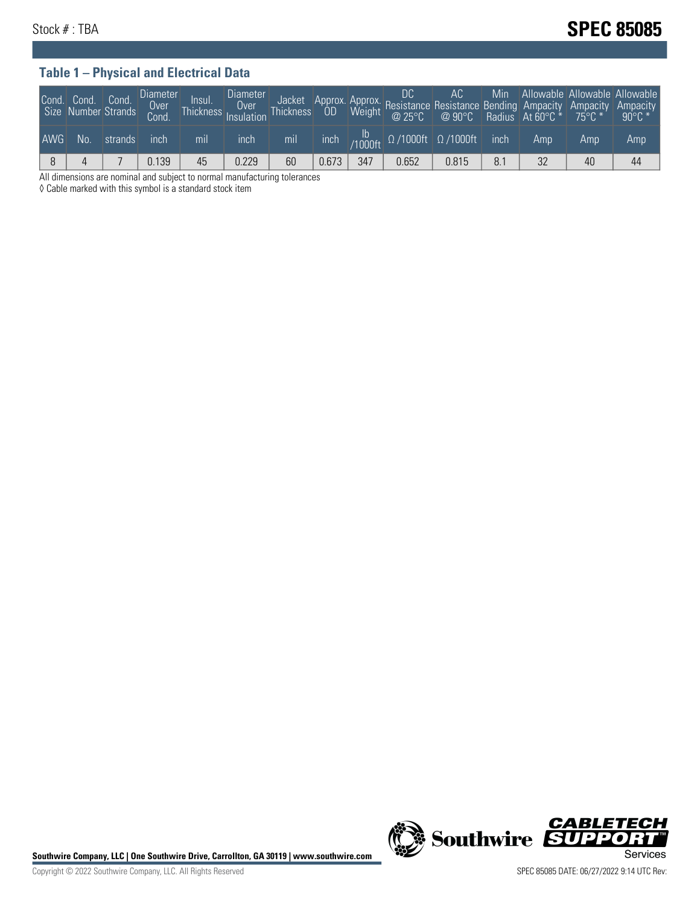Stock # : TBA **SPEC 85085**

### Table 1 – Physical and Electrical Data

| Cond. Size | Cond. Number | Cond. Strands | Diameter Over Cond. | Insul. Thickness | Diameter Over Insulation | Jacket Thickness | Approx. OD | Approx. Weight | DC Resistance @ 25°C | AC Resistance @ 90°C | Min Bending Radius | Allowable Ampacity At 60°C * | Allowable Ampacity 75°C * | Allowable Ampacity 90°C * |
|---|---|---|---|---|---|---|---|---|---|---|---|---|---|---|
| AWG | No. | strands | inch | mil | inch | mil | inch | lb /1000ft | Ω /1000ft | Ω /1000ft | inch | Amp | Amp | Amp |
| 8 | 4 | 7 | 0.139 | 45 | 0.229 | 60 | 0.673 | 347 | 0.652 | 0.815 | 8.1 | 32 | 40 | 44 |

All dimensions are nominal and subject to normal manufacturing tolerances

◊ Cable marked with this symbol is a standard stock item

**Southwire Company, LLC | One Southwire Drive, Carrollton, GA 30119 | www.southwire.com**

Copyright © 2022 Southwire Company, LLC. All Rights Reserved

SPEC 85085 DATE: 06/27/2022 9:14 UTC Rev: